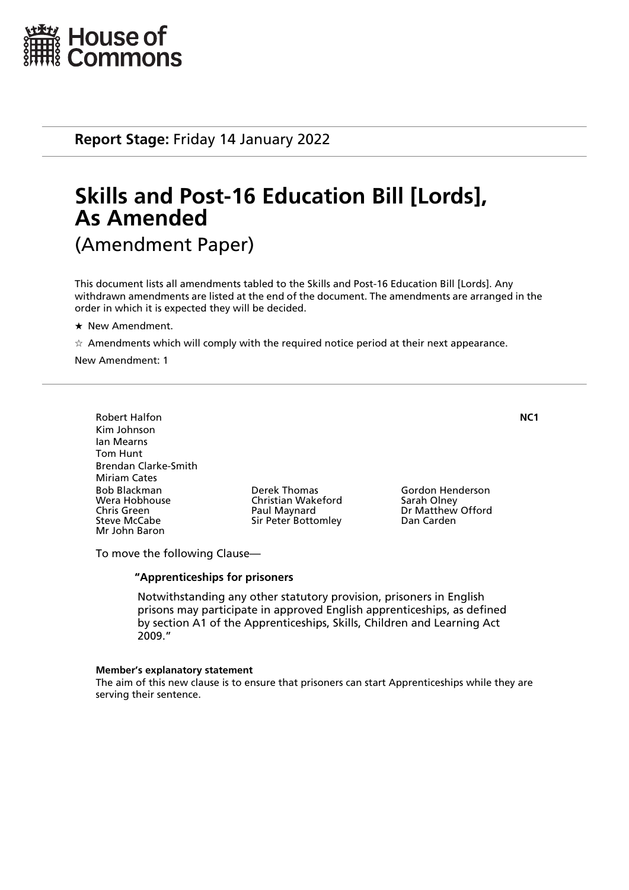House of Commons

**Report Stage:** Friday 14 January 2022

# Skills and Post-16 Education Bill [Lords], As Amended

## (Amendment Paper)

This document lists all amendments tabled to the Skills and Post-16 Education Bill [Lords]. Any withdrawn amendments are listed at the end of the document. The amendments are arranged in the order in which it is expected they will be decided.

★ New Amendment.

☆ Amendments which will comply with the required notice period at their next appearance.

New Amendment: 1

---

**NC1**

Robert Halfon
Kim Johnson
Ian Mearns
Tom Hunt
Brendan Clarke-Smith
Miriam Cates
Bob Blackman
Wera Hobhouse
Chris Green
Steve McCabe
Mr John Baron
Derek Thomas
Christian Wakeford
Paul Maynard
Sir Peter Bottomley
Gordon Henderson
Sarah Olney
Dr Matthew Offord
Dan Carden

To move the following Clause—

**"Apprenticeships for prisoners**

Notwithstanding any other statutory provision, prisoners in English prisons may participate in approved English apprenticeships, as defined by section A1 of the Apprenticeships, Skills, Children and Learning Act 2009."

**Member's explanatory statement**

The aim of this new clause is to ensure that prisoners can start Apprenticeships while they are serving their sentence.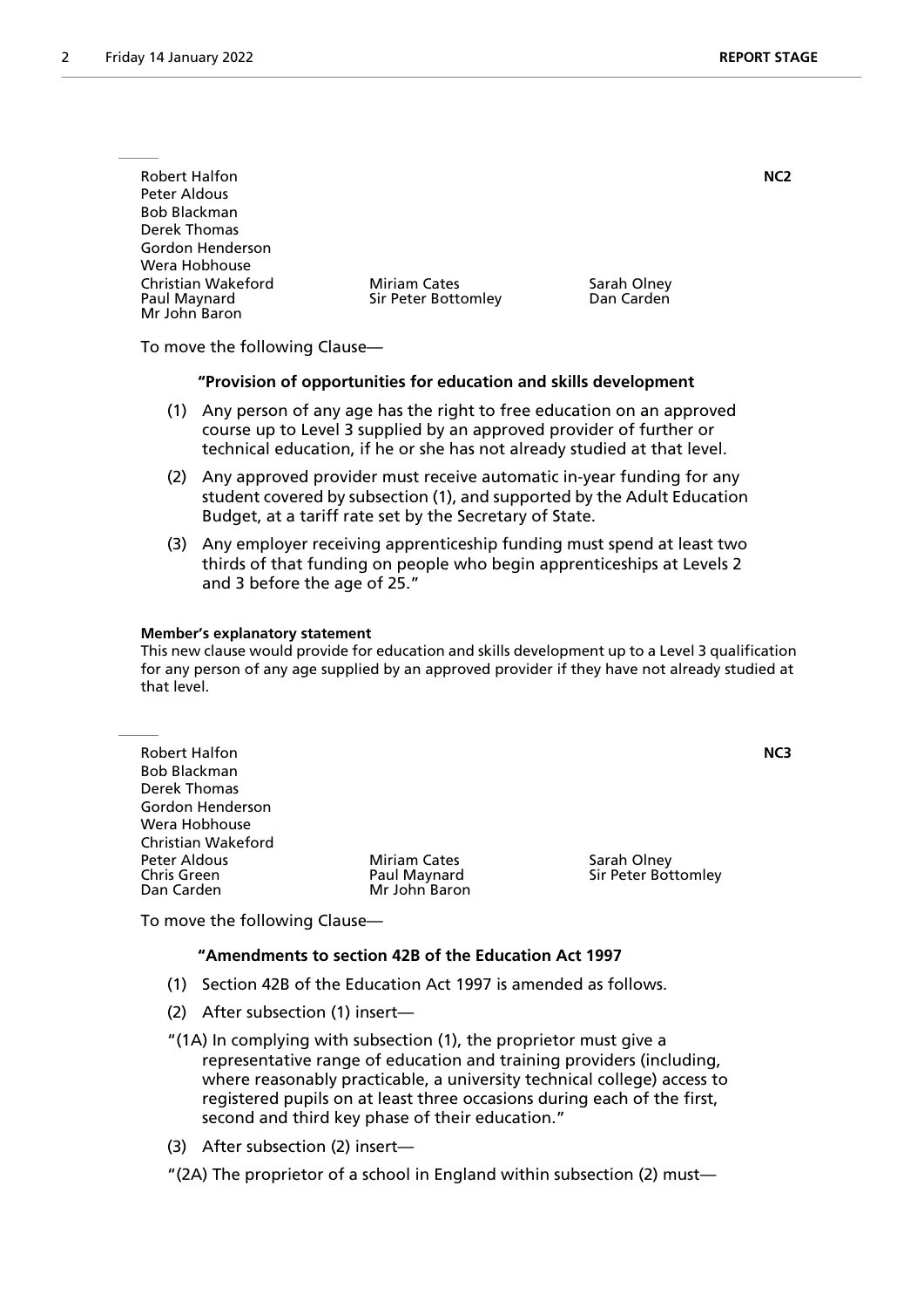Robert Halfon
Peter Aldous
Bob Blackman
Derek Thomas
Gordon Henderson
Wera Hobhouse
Christian Wakeford
Paul Maynard
Mr John Baron
Miriam Cates
Sir Peter Bottomley
Sarah Olney
Dan Carden

**NC2**

To move the following Clause—

**"Provision of opportunities for education and skills development**

(1) Any person of any age has the right to free education on an approved course up to Level 3 supplied by an approved provider of further or technical education, if he or she has not already studied at that level.

(2) Any approved provider must receive automatic in-year funding for any student covered by subsection (1), and supported by the Adult Education Budget, at a tariff rate set by the Secretary of State.

(3) Any employer receiving apprenticeship funding must spend at least two thirds of that funding on people who begin apprenticeships at Levels 2 and 3 before the age of 25."

**Member's explanatory statement**

This new clause would provide for education and skills development up to a Level 3 qualification for any person of any age supplied by an approved provider if they have not already studied at that level.

Robert Halfon
Bob Blackman
Derek Thomas
Gordon Henderson
Wera Hobhouse
Christian Wakeford
Peter Aldous
Chris Green
Dan Carden
Miriam Cates
Paul Maynard
Mr John Baron
Sarah Olney
Sir Peter Bottomley

**NC3**

To move the following Clause—

**"Amendments to section 42B of the Education Act 1997**

(1) Section 42B of the Education Act 1997 is amended as follows.

(2) After subsection (1) insert—

"(1A) In complying with subsection (1), the proprietor must give a representative range of education and training providers (including, where reasonably practicable, a university technical college) access to registered pupils on at least three occasions during each of the first, second and third key phase of their education."

(3) After subsection (2) insert—

"(2A) The proprietor of a school in England within subsection (2) must—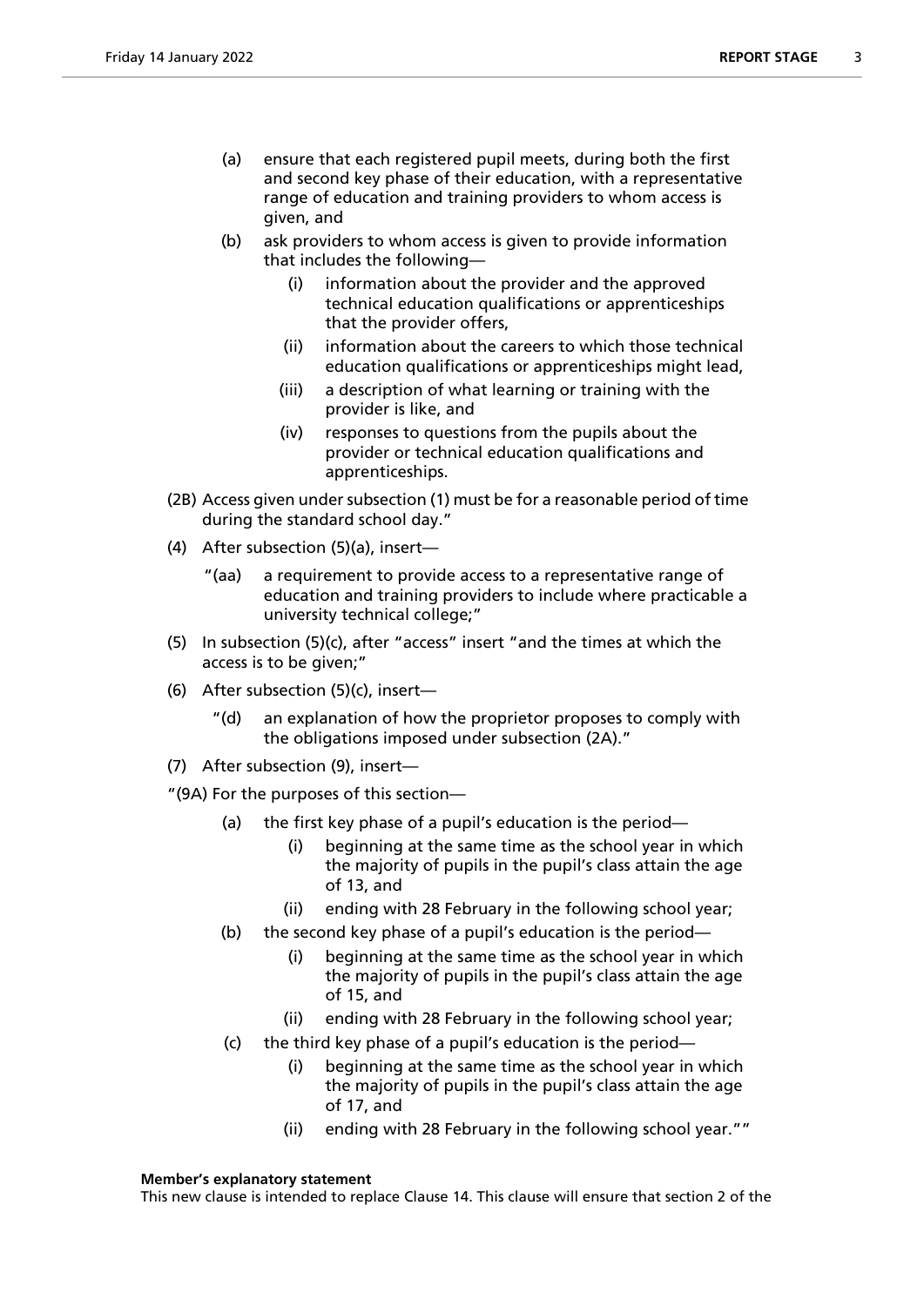(a) ensure that each registered pupil meets, during both the first and second key phase of their education, with a representative range of education and training providers to whom access is given, and

(b) ask providers to whom access is given to provide information that includes the following—

   (i) information about the provider and the approved technical education qualifications or apprenticeships that the provider offers,

   (ii) information about the careers to which those technical education qualifications or apprenticeships might lead,

   (iii) a description of what learning or training with the provider is like, and

   (iv) responses to questions from the pupils about the provider or technical education qualifications and apprenticeships.

(2B) Access given under subsection (1) must be for a reasonable period of time during the standard school day."

(4) After subsection (5)(a), insert—

"(aa) a requirement to provide access to a representative range of education and training providers to include where practicable a university technical college;"

(5) In subsection (5)(c), after "access" insert "and the times at which the access is to be given;"

(6) After subsection (5)(c), insert—

"(d) an explanation of how the proprietor proposes to comply with the obligations imposed under subsection (2A)."

(7) After subsection (9), insert—

"(9A) For the purposes of this section—

(a) the first key phase of a pupil's education is the period—

   (i) beginning at the same time as the school year in which the majority of pupils in the pupil's class attain the age of 13, and

   (ii) ending with 28 February in the following school year;

(b) the second key phase of a pupil's education is the period—

   (i) beginning at the same time as the school year in which the majority of pupils in the pupil's class attain the age of 15, and

   (ii) ending with 28 February in the following school year;

(c) the third key phase of a pupil's education is the period—

   (i) beginning at the same time as the school year in which the majority of pupils in the pupil's class attain the age of 17, and

   (ii) ending with 28 February in the following school year.""

**Member's explanatory statement**

This new clause is intended to replace Clause 14. This clause will ensure that section 2 of the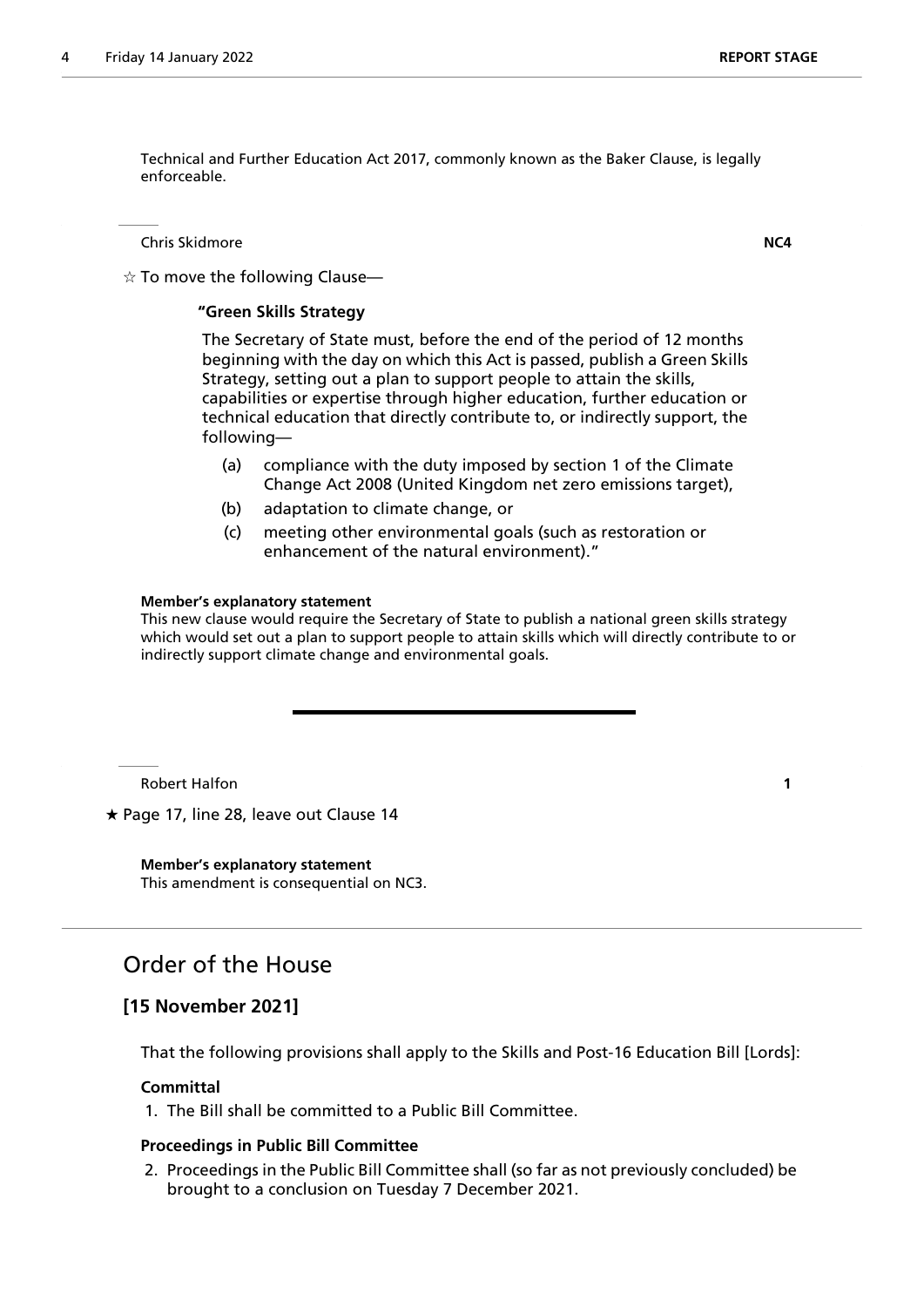Technical and Further Education Act 2017, commonly known as the Baker Clause, is legally enforceable.

Chris Skidmore **NC4**

☆ To move the following Clause—

**"Green Skills Strategy**

The Secretary of State must, before the end of the period of 12 months beginning with the day on which this Act is passed, publish a Green Skills Strategy, setting out a plan to support people to attain the skills, capabilities or expertise through higher education, further education or technical education that directly contribute to, or indirectly support, the following—

(a) compliance with the duty imposed by section 1 of the Climate Change Act 2008 (United Kingdom net zero emissions target),

(b) adaptation to climate change, or

(c) meeting other environmental goals (such as restoration or enhancement of the natural environment)."

**Member's explanatory statement**

This new clause would require the Secretary of State to publish a national green skills strategy which would set out a plan to support people to attain skills which will directly contribute to or indirectly support climate change and environmental goals.

---

Robert Halfon **1**

★ Page 17, line 28, leave out Clause 14

**Member's explanatory statement**

This amendment is consequential on NC3.

## Order of the House

### [15 November 2021]

That the following provisions shall apply to the Skills and Post-16 Education Bill [Lords]:

**Committal**

1. The Bill shall be committed to a Public Bill Committee.

**Proceedings in Public Bill Committee**

2. Proceedings in the Public Bill Committee shall (so far as not previously concluded) be brought to a conclusion on Tuesday 7 December 2021.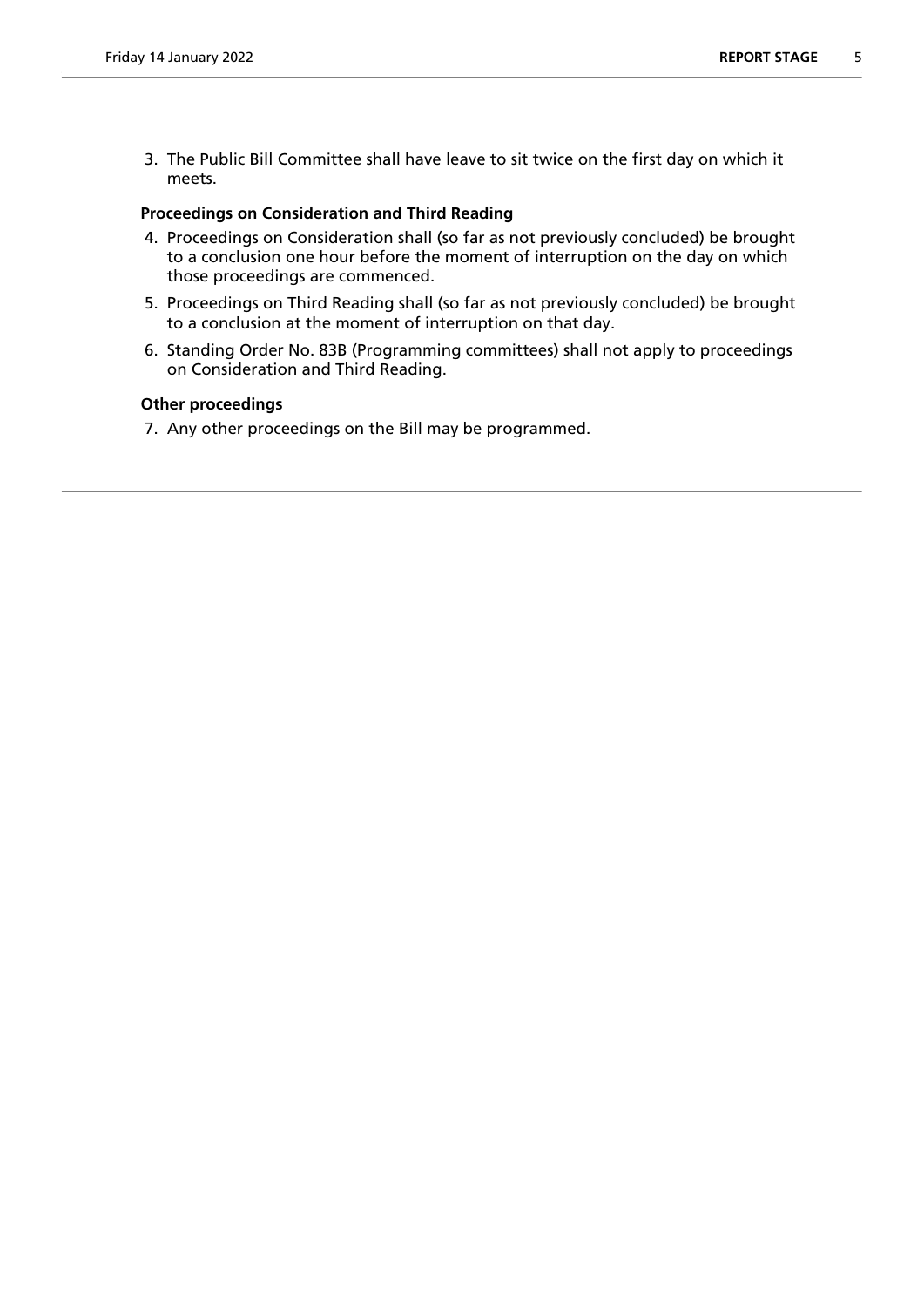3. The Public Bill Committee shall have leave to sit twice on the first day on which it meets.

**Proceedings on Consideration and Third Reading**

4. Proceedings on Consideration shall (so far as not previously concluded) be brought to a conclusion one hour before the moment of interruption on the day on which those proceedings are commenced.
5. Proceedings on Third Reading shall (so far as not previously concluded) be brought to a conclusion at the moment of interruption on that day.
6. Standing Order No. 83B (Programming committees) shall not apply to proceedings on Consideration and Third Reading.

**Other proceedings**

7. Any other proceedings on the Bill may be programmed.